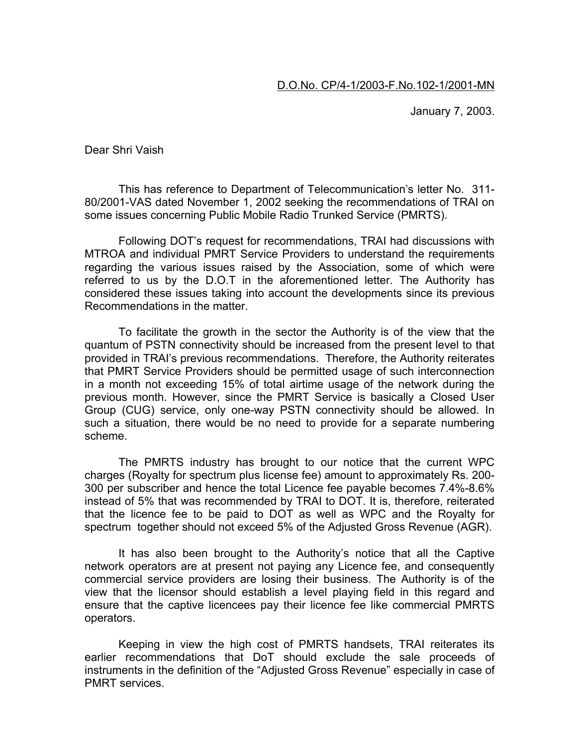D.O.No. CP/4-1/2003-F.No.102-1/2001-MN

January 7, 2003.

Dear Shri Vaish

This has reference to Department of Telecommunication's letter No. 311-80/2001-VAS dated November 1, 2002 seeking the recommendations of TRAI on some issues concerning Public Mobile Radio Trunked Service (PMRTS).

Following DOT's request for recommendations, TRAI had discussions with MTROA and individual PMRT Service Providers to understand the requirements regarding the various issues raised by the Association, some of which were referred to us by the D.O.T in the aforementioned letter. The Authority has considered these issues taking into account the developments since its previous Recommendations in the matter.

To facilitate the growth in the sector the Authority is of the view that the quantum of PSTN connectivity should be increased from the present level to that provided in TRAI's previous recommendations. Therefore, the Authority reiterates that PMRT Service Providers should be permitted usage of such interconnection in a month not exceeding 15% of total airtime usage of the network during the previous month. However, since the PMRT Service is basically a Closed User Group (CUG) service, only one-way PSTN connectivity should be allowed. In such a situation, there would be no need to provide for a separate numbering scheme.

The PMRTS industry has brought to our notice that the current WPC charges (Royalty for spectrum plus license fee) amount to approximately Rs. 200-300 per subscriber and hence the total Licence fee payable becomes 7.4%-8.6% instead of 5% that was recommended by TRAI to DOT. It is, therefore, reiterated that the licence fee to be paid to DOT as well as WPC and the Royalty for spectrum together should not exceed 5% of the Adjusted Gross Revenue (AGR).

It has also been brought to the Authority's notice that all the Captive network operators are at present not paying any Licence fee, and consequently commercial service providers are losing their business. The Authority is of the view that the licensor should establish a level playing field in this regard and ensure that the captive licencees pay their licence fee like commercial PMRTS operators.

Keeping in view the high cost of PMRTS handsets, TRAI reiterates its earlier recommendations that DoT should exclude the sale proceeds of instruments in the definition of the "Adjusted Gross Revenue" especially in case of PMRT services.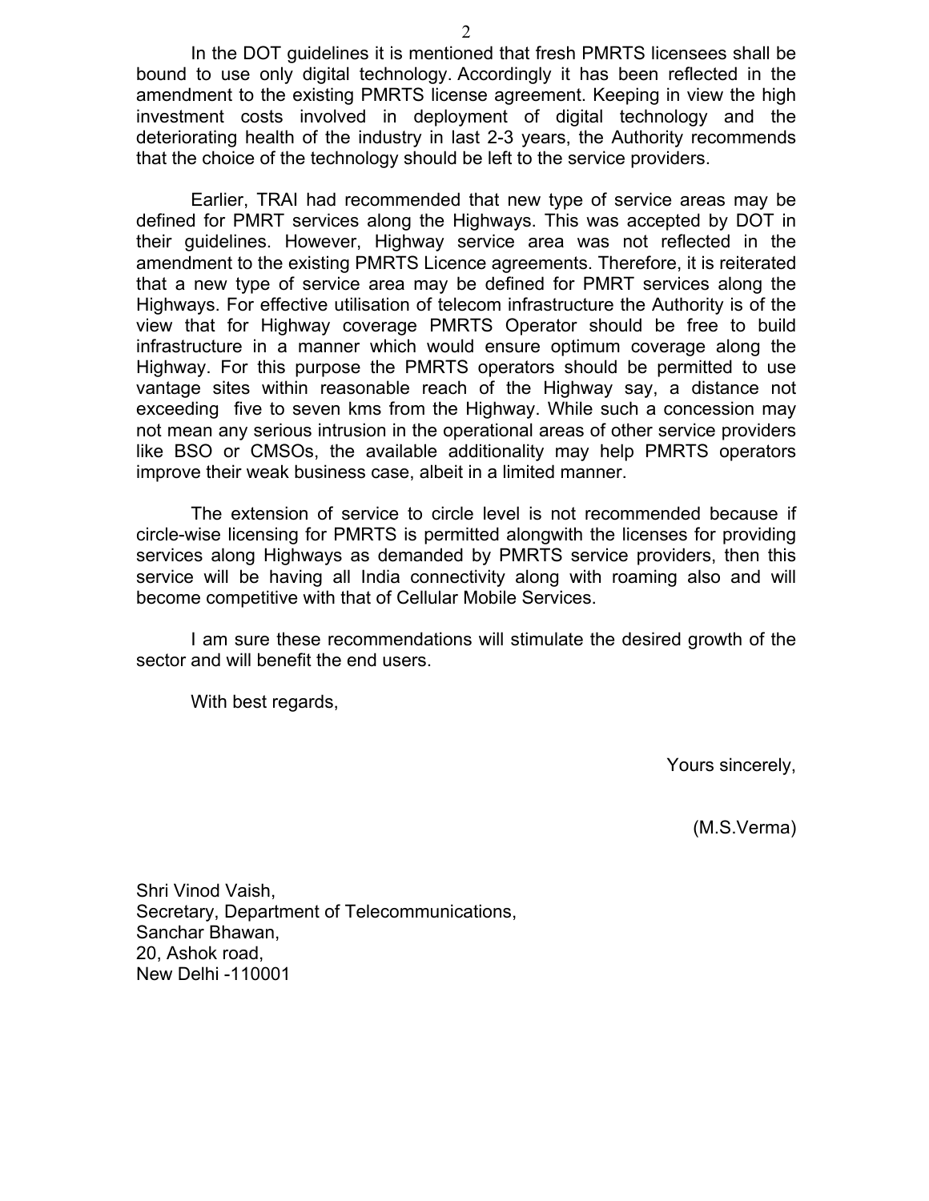In the DOT guidelines it is mentioned that fresh PMRTS licensees shall be bound to use only digital technology. Accordingly it has been reflected in the amendment to the existing PMRTS license agreement. Keeping in view the high investment costs involved in deployment of digital technology and the deteriorating health of the industry in last 2-3 years, the Authority recommends that the choice of the technology should be left to the service providers.

Earlier, TRAI had recommended that new type of service areas may be defined for PMRT services along the Highways. This was accepted by DOT in their guidelines. However, Highway service area was not reflected in the amendment to the existing PMRTS Licence agreements. Therefore, it is reiterated that a new type of service area may be defined for PMRT services along the Highways. For effective utilisation of telecom infrastructure the Authority is of the view that for Highway coverage PMRTS Operator should be free to build infrastructure in a manner which would ensure optimum coverage along the Highway. For this purpose the PMRTS operators should be permitted to use vantage sites within reasonable reach of the Highway say, a distance not exceeding five to seven kms from the Highway. While such a concession may not mean any serious intrusion in the operational areas of other service providers like BSO or CMSOs, the available additionality may help PMRTS operators improve their weak business case, albeit in a limited manner.

The extension of service to circle level is not recommended because if circle-wise licensing for PMRTS is permitted alongwith the licenses for providing services along Highways as demanded by PMRTS service providers, then this service will be having all India connectivity along with roaming also and will become competitive with that of Cellular Mobile Services.

I am sure these recommendations will stimulate the desired growth of the sector and will benefit the end users.

With best regards,

Yours sincerely,

(M.S.Verma)

Shri Vinod Vaish,
Secretary, Department of Telecommunications,
Sanchar Bhawan,
20, Ashok road,
New Delhi -110001